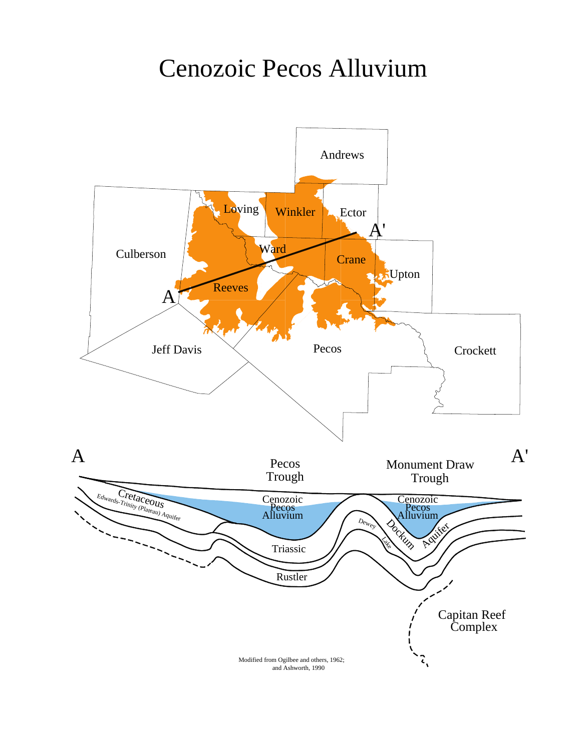# Cenozoic Pecos Alluvium

Andrews

Loving

Winkler

Ector

A'

Culberson

Ward

Crane

Upton

Reeves

A

Jeff Davis

Pecos

Crockett

A

A'

Pecos Trough

Monument Draw Trough

Cretaceous

Edwards-Trinity (Plateau) Aquifer

Cenozoic Pecos Alluvium

Cenozoic Pecos Alluvium

Dewey Lake

Dockum Aquifer

Triassic

Rustler

Capitan Reef Complex

Modified from Ogilbee and others, 1962; and Ashworth, 1990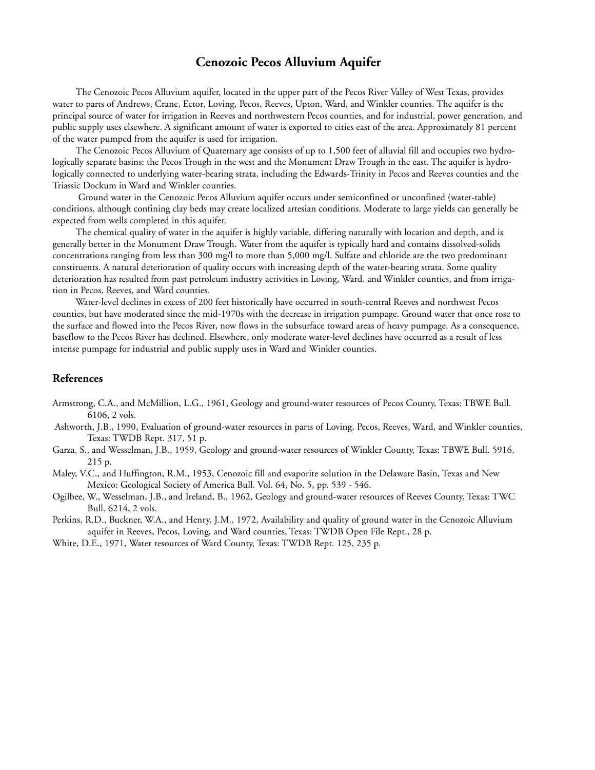# Cenozoic Pecos Alluvium Aquifer

The Cenozoic Pecos Alluvium aquifer, located in the upper part of the Pecos River Valley of West Texas, provides water to parts of Andrews, Crane, Ector, Loving, Pecos, Reeves, Upton, Ward, and Winkler counties. The aquifer is the principal source of water for irrigation in Reeves and northwestern Pecos counties, and for industrial, power generation, and public supply uses elsewhere. A significant amount of water is exported to cities east of the area. Approximately 81 percent of the water pumped from the aquifer is used for irrigation.

The Cenozoic Pecos Alluvium of Quaternary age consists of up to 1,500 feet of alluvial fill and occupies two hydrologically separate basins: the Pecos Trough in the west and the Monument Draw Trough in the east. The aquifer is hydrologically connected to underlying water-bearing strata, including the Edwards-Trinity in Pecos and Reeves counties and the Triassic Dockum in Ward and Winkler counties.

Ground water in the Cenozoic Pecos Alluvium aquifer occurs under semiconfined or unconfined (water-table) conditions, although confining clay beds may create localized artesian conditions. Moderate to large yields can generally be expected from wells completed in this aquifer.

The chemical quality of water in the aquifer is highly variable, differing naturally with location and depth, and is generally better in the Monument Draw Trough. Water from the aquifer is typically hard and contains dissolved-solids concentrations ranging from less than 300 mg/l to more than 5,000 mg/l. Sulfate and chloride are the two predominant constituents. A natural deterioration of quality occurs with increasing depth of the water-bearing strata. Some quality deterioration has resulted from past petroleum industry activities in Loving, Ward, and Winkler counties, and from irrigation in Pecos, Reeves, and Ward counties.

Water-level declines in excess of 200 feet historically have occurred in south-central Reeves and northwest Pecos counties, but have moderated since the mid-1970s with the decrease in irrigation pumpage. Ground water that once rose to the surface and flowed into the Pecos River, now flows in the subsurface toward areas of heavy pumpage. As a consequence, baseflow to the Pecos River has declined. Elsewhere, only moderate water-level declines have occurred as a result of less intense pumpage for industrial and public supply uses in Ward and Winkler counties.

## References

Armstrong, C.A., and McMillion, L.G., 1961, Geology and ground-water resources of Pecos County, Texas: TBWE Bull. 6106, 2 vols.

Ashworth, J.B., 1990, Evaluation of ground-water resources in parts of Loving, Pecos, Reeves, Ward, and Winkler counties, Texas: TWDB Rept. 317, 51 p.

Garza, S., and Wesselman, J.B., 1959, Geology and ground-water resources of Winkler County, Texas: TBWE Bull. 5916, 215 p.

Maley, V.C., and Huffington, R.M., 1953, Cenozoic fill and evaporite solution in the Delaware Basin, Texas and New Mexico: Geological Society of America Bull. Vol. 64, No. 5, pp. 539 - 546.

Ogilbee, W., Wesselman, J.B., and Ireland, B., 1962, Geology and ground-water resources of Reeves County, Texas: TWC Bull. 6214, 2 vols.

Perkins, R.D., Buckner, W.A., and Henry, J.M., 1972, Availability and quality of ground water in the Cenozoic Alluvium aquifer in Reeves, Pecos, Loving, and Ward counties, Texas: TWDB Open File Rept., 28 p.

White, D.E., 1971, Water resources of Ward County, Texas: TWDB Rept. 125, 235 p.